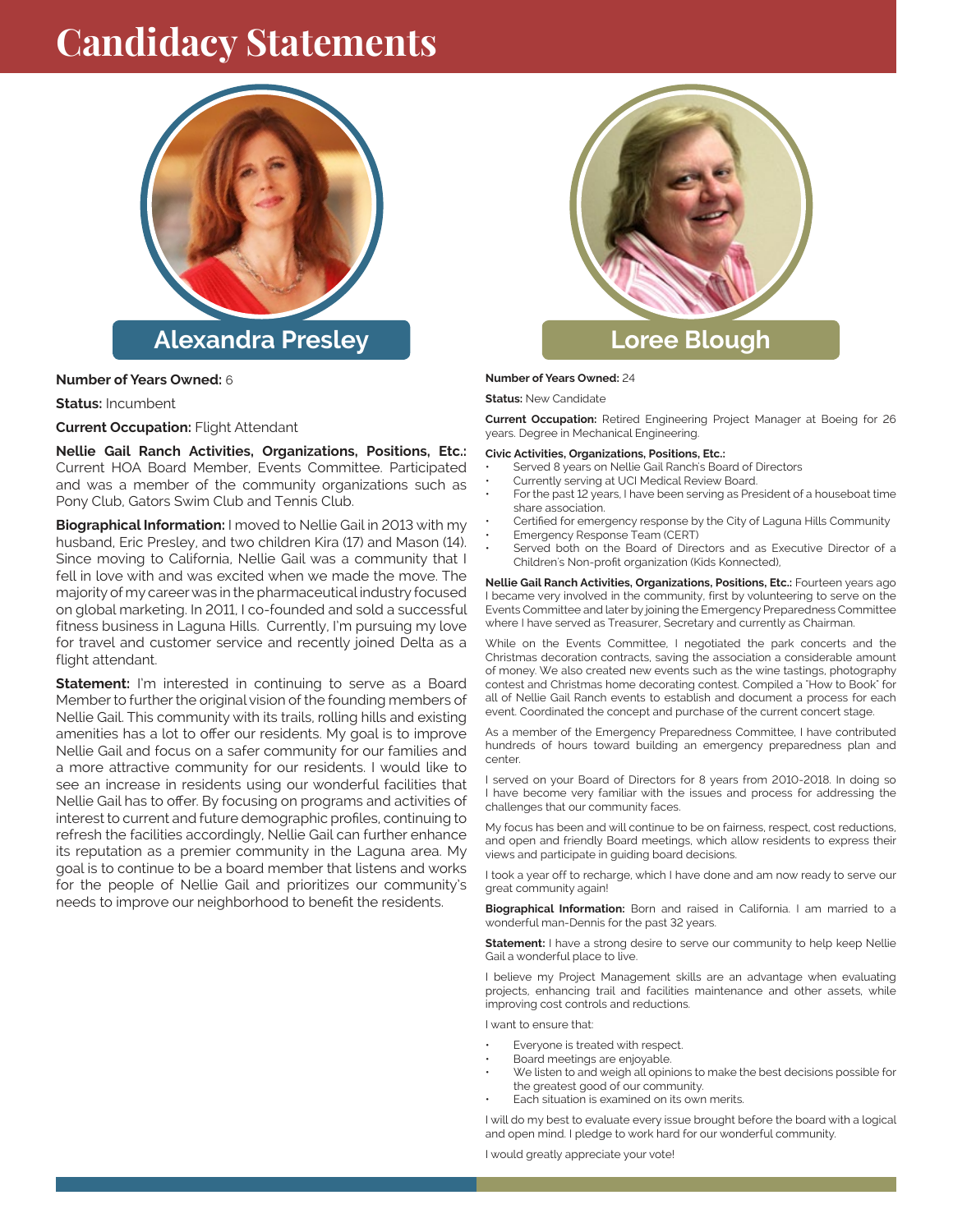# Candidacy Statements

## Alexandra Presley

**Number of Years Owned:** 6

**Status:** Incumbent

**Current Occupation:** Flight Attendant

**Nellie Gail Ranch Activities, Organizations, Positions, Etc.:** Current HOA Board Member, Events Committee. Participated and was a member of the community organizations such as Pony Club, Gators Swim Club and Tennis Club.

**Biographical Information:** I moved to Nellie Gail in 2013 with my husband, Eric Presley, and two children Kira (17) and Mason (14). Since moving to California, Nellie Gail was a community that I fell in love with and was excited when we made the move. The majority of my career was in the pharmaceutical industry focused on global marketing. In 2011, I co-founded and sold a successful fitness business in Laguna Hills. Currently, I'm pursuing my love for travel and customer service and recently joined Delta as a flight attendant.

**Statement:** I'm interested in continuing to serve as a Board Member to further the original vision of the founding members of Nellie Gail. This community with its trails, rolling hills and existing amenities has a lot to offer our residents. My goal is to improve Nellie Gail and focus on a safer community for our families and a more attractive community for our residents. I would like to see an increase in residents using our wonderful facilities that Nellie Gail has to offer. By focusing on programs and activities of interest to current and future demographic profiles, continuing to refresh the facilities accordingly, Nellie Gail can further enhance its reputation as a premier community in the Laguna area. My goal is to continue to be a board member that listens and works for the people of Nellie Gail and prioritizes our community's needs to improve our neighborhood to benefit the residents.

## Loree Blough

**Number of Years Owned:** 24

**Status:** New Candidate

**Current Occupation:** Retired Engineering Project Manager at Boeing for 26 years. Degree in Mechanical Engineering.

**Civic Activities, Organizations, Positions, Etc.:**

- Served 8 years on Nellie Gail Ranch's Board of Directors
- Currently serving at UCI Medical Review Board.
- For the past 12 years, I have been serving as President of a houseboat time share association.
- Certified for emergency response by the City of Laguna Hills Community
- Emergency Response Team (CERT)
- Served both on the Board of Directors and as Executive Director of a Children's Non-profit organization (Kids Konnected),

**Nellie Gail Ranch Activities, Organizations, Positions, Etc.:** Fourteen years ago I became very involved in the community, first by volunteering to serve on the Events Committee and later by joining the Emergency Preparedness Committee where I have served as Treasurer, Secretary and currently as Chairman.

While on the Events Committee, I negotiated the park concerts and the Christmas decoration contracts, saving the association a considerable amount of money. We also created new events such as the wine tastings, photography contest and Christmas home decorating contest. Compiled a "How to Book" for all of Nellie Gail Ranch events to establish and document a process for each event. Coordinated the concept and purchase of the current concert stage.

As a member of the Emergency Preparedness Committee, I have contributed hundreds of hours toward building an emergency preparedness plan and center.

I served on your Board of Directors for 8 years from 2010-2018. In doing so I have become very familiar with the issues and process for addressing the challenges that our community faces.

My focus has been and will continue to be on fairness, respect, cost reductions, and open and friendly Board meetings, which allow residents to express their views and participate in guiding board decisions.

I took a year off to recharge, which I have done and am now ready to serve our great community again!

**Biographical Information:** Born and raised in California. I am married to a wonderful man-Dennis for the past 32 years.

**Statement:** I have a strong desire to serve our community to help keep Nellie Gail a wonderful place to live.

I believe my Project Management skills are an advantage when evaluating projects, enhancing trail and facilities maintenance and other assets, while improving cost controls and reductions.

I want to ensure that:

- Everyone is treated with respect.
- Board meetings are enjoyable.
- We listen to and weigh all opinions to make the best decisions possible for the greatest good of our community.
- Each situation is examined on its own merits.

I will do my best to evaluate every issue brought before the board with a logical and open mind. I pledge to work hard for our wonderful community.

I would greatly appreciate your vote!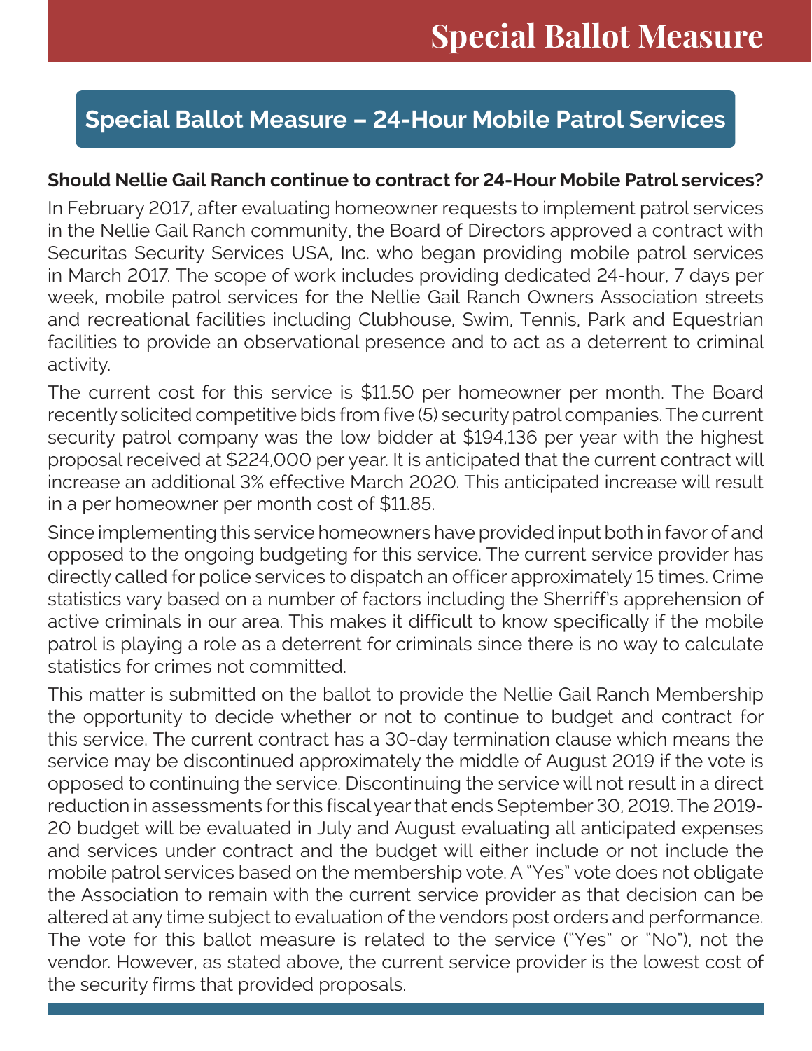# Special Ballot Measure

## Special Ballot Measure – 24-Hour Mobile Patrol Services

**Should Nellie Gail Ranch continue to contract for 24-Hour Mobile Patrol services?**

In February 2017, after evaluating homeowner requests to implement patrol services in the Nellie Gail Ranch community, the Board of Directors approved a contract with Securitas Security Services USA, Inc. who began providing mobile patrol services in March 2017. The scope of work includes providing dedicated 24-hour, 7 days per week, mobile patrol services for the Nellie Gail Ranch Owners Association streets and recreational facilities including Clubhouse, Swim, Tennis, Park and Equestrian facilities to provide an observational presence and to act as a deterrent to criminal activity.

The current cost for this service is $11.50 per homeowner per month. The Board recently solicited competitive bids from five (5) security patrol companies. The current security patrol company was the low bidder at $194,136 per year with the highest proposal received at $224,000 per year. It is anticipated that the current contract will increase an additional 3% effective March 2020. This anticipated increase will result in a per homeowner per month cost of $11.85.

Since implementing this service homeowners have provided input both in favor of and opposed to the ongoing budgeting for this service. The current service provider has directly called for police services to dispatch an officer approximately 15 times. Crime statistics vary based on a number of factors including the Sherriff's apprehension of active criminals in our area. This makes it difficult to know specifically if the mobile patrol is playing a role as a deterrent for criminals since there is no way to calculate statistics for crimes not committed.

This matter is submitted on the ballot to provide the Nellie Gail Ranch Membership the opportunity to decide whether or not to continue to budget and contract for this service. The current contract has a 30-day termination clause which means the service may be discontinued approximately the middle of August 2019 if the vote is opposed to continuing the service. Discontinuing the service will not result in a direct reduction in assessments for this fiscal year that ends September 30, 2019. The 2019-20 budget will be evaluated in July and August evaluating all anticipated expenses and services under contract and the budget will either include or not include the mobile patrol services based on the membership vote. A "Yes" vote does not obligate the Association to remain with the current service provider as that decision can be altered at any time subject to evaluation of the vendors post orders and performance. The vote for this ballot measure is related to the service ("Yes" or "No"), not the vendor. However, as stated above, the current service provider is the lowest cost of the security firms that provided proposals.